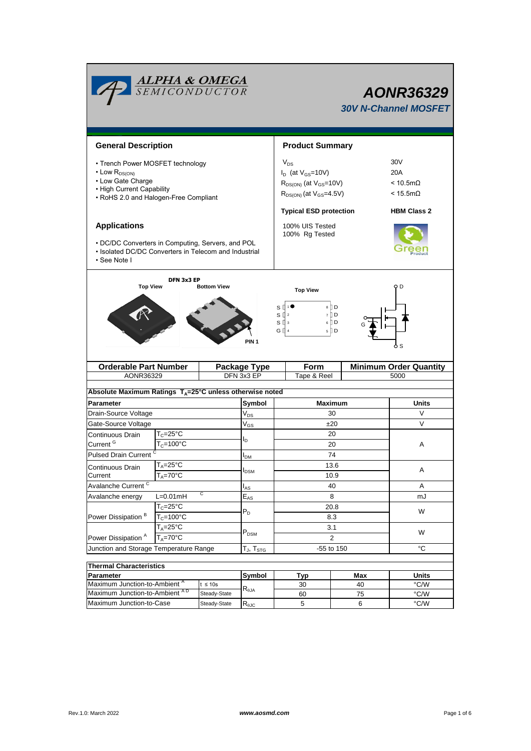# AONR36329

## 30V N-Channel MOSFET

## General Description

- Trench Power MOSFET technology
- Low $R_{DS(ON)}$
- Low Gate Charge
- High Current Capability
- RoHS 2.0 and Halogen-Free Compliant

## Product Summary

| | |
|---|---|
| $V_{DS}$ | 30V |
| $I_D$ (at $V_{GS}$=10V) | 20A |
| $R_{DS(ON)}$ (at $V_{GS}$=10V) | < 10.5mΩ |
| $R_{DS(ON)}$ (at $V_{GS}$=4.5V) | < 15.5mΩ |
| **Typical ESD protection** | **HBM Class 2** |

100% UIS Tested
100% Rg Tested

## Applications

- DC/DC Converters in Computing, Servers, and POL
- Isolated DC/DC Converters in Telecom and Industrial
- See Note I

DFN 3x3 EP

Top View | Bottom View | PIN 1

Top View: S 1, S 2, S 3, G 4 / D 8, D 7, D 6, D 5

| Orderable Part Number | Package Type | Form | Minimum Order Quantity |
|---|---|---|---|
| AONR36329 | DFN 3x3 EP | Tape & Reel | 5000 |

**Absolute Maximum Ratings $T_A$=25°C unless otherwise noted**

| Parameter | | Symbol | Maximum | Units |
|---|---|---|---|---|
| Drain-Source Voltage | | $V_{DS}$ | 30 | V |
| Gate-Source Voltage | | $V_{GS}$ | ±20 | V |
| Continuous Drain Current [G] | $T_C$=25°C | $I_D$ | 20 | A |
| | $T_C$=100°C | | 20 | |
| Pulsed Drain Current [C] | | $I_{DM}$ | 74 | |
| Continuous Drain Current | $T_A$=25°C | $I_{DSM}$ | 13.6 | A |
| | $T_A$=70°C | | 10.9 | |
| Avalanche Current [C] | | $I_{AS}$ | 40 | A |
| Avalanche energy | L=0.01mH [C] | $E_{AS}$ | 8 | mJ |
| Power Dissipation [B] | $T_C$=25°C | $P_D$ | 20.8 | W |
| | $T_C$=100°C | | 8.3 | |
| Power Dissipation [A] | $T_A$=25°C | $P_{DSM}$ | 3.1 | W |
| | $T_A$=70°C | | 2 | |
| Junction and Storage Temperature Range | | $T_J$, $T_{STG}$ | -55 to 150 | °C |

**Thermal Characteristics**

| Parameter | | Symbol | Typ | Max | Units |
|---|---|---|---|---|---|
| Maximum Junction-to-Ambient [A] | t ≤ 10s | $R_{\theta JA}$ | 30 | 40 | °C/W |
| Maximum Junction-to-Ambient [A D] | Steady-State | | 60 | 75 | °C/W |
| Maximum Junction-to-Case | Steady-State | $R_{\theta JC}$ | 5 | 6 | °C/W |

Rev.1.0: March 2022 www.aosmd.com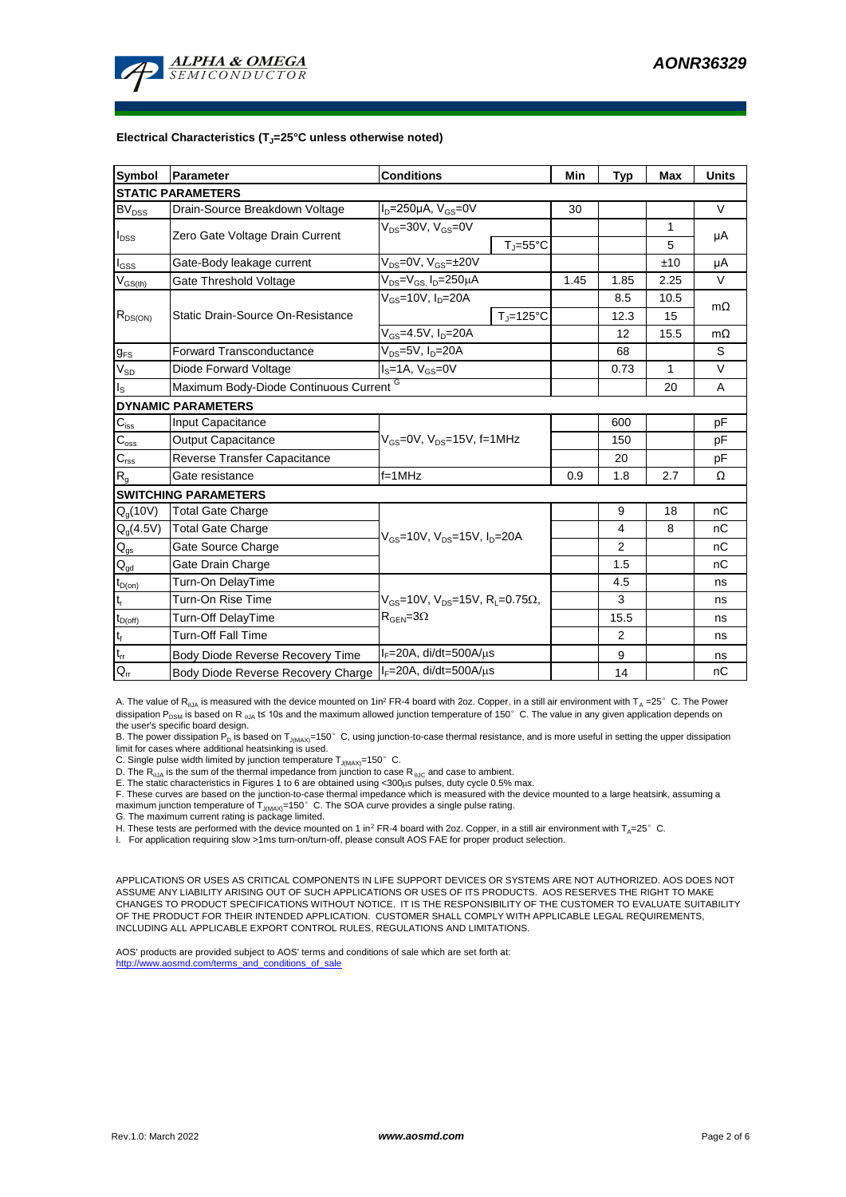**Electrical Characteristics ($T_J$=25°C unless otherwise noted)**

| Symbol | Parameter | Conditions | | Min | Typ | Max | Units |
|---|---|---|---|---|---|---|---|
| **STATIC PARAMETERS** | | | | | | | |
| $BV_{DSS}$ | Drain-Source Breakdown Voltage | $I_D$=250µA, $V_{GS}$=0V | | 30 | | | V |
| $I_{DSS}$ | Zero Gate Voltage Drain Current | $V_{DS}$=30V, $V_{GS}$=0V | | | | 1 | µA |
| | | | $T_J$=55°C | | | 5 | |
| $I_{GSS}$ | Gate-Body leakage current | $V_{DS}$=0V, $V_{GS}$=±20V | | | | ±10 | µA |
| $V_{GS(th)}$ | Gate Threshold Voltage | $V_{DS}$=$V_{GS}$, $I_D$=250µA | | 1.45 | 1.85 | 2.25 | V |
| $R_{DS(ON)}$ | Static Drain-Source On-Resistance | $V_{GS}$=10V, $I_D$=20A | | | 8.5 | 10.5 | mΩ |
| | | | $T_J$=125°C | | 12.3 | 15 | |
| | | $V_{GS}$=4.5V, $I_D$=20A | | | 12 | 15.5 | mΩ |
| $g_{FS}$ | Forward Transconductance | $V_{DS}$=5V, $I_D$=20A | | | 68 | | S |
| $V_{SD}$ | Diode Forward Voltage | $I_S$=1A, $V_{GS}$=0V | | | 0.73 | 1 | V |
| $I_S$ | Maximum Body-Diode Continuous Current [G] | | | | | 20 | A |
| **DYNAMIC PARAMETERS** | | | | | | | |
| $C_{iss}$ | Input Capacitance | $V_{GS}$=0V, $V_{DS}$=15V, f=1MHz | | | 600 | | pF |
| $C_{oss}$ | Output Capacitance | | | | 150 | | pF |
| $C_{rss}$ | Reverse Transfer Capacitance | | | | 20 | | pF |
| $R_g$ | Gate resistance | f=1MHz | | 0.9 | 1.8 | 2.7 | Ω |
| **SWITCHING PARAMETERS** | | | | | | | |
| $Q_g$(10V) | Total Gate Charge | $V_{GS}$=10V, $V_{DS}$=15V, $I_D$=20A | | | 9 | 18 | nC |
| $Q_g$(4.5V) | Total Gate Charge | | | | 4 | 8 | nC |
| $Q_{gs}$ | Gate Source Charge | | | | 2 | | nC |
| $Q_{gd}$ | Gate Drain Charge | | | | 1.5 | | nC |
| $t_{D(on)}$ | Turn-On DelayTime | $V_{GS}$=10V, $V_{DS}$=15V, $R_L$=0.75Ω, $R_{GEN}$=3Ω | | | 4.5 | | ns |
| $t_r$ | Turn-On Rise Time | | | | 3 | | ns |
| $t_{D(off)}$ | Turn-Off DelayTime | | | | 15.5 | | ns |
| $t_f$ | Turn-Off Fall Time | | | | 2 | | ns |
| $t_{rr}$ | Body Diode Reverse Recovery Time | $I_F$=20A, di/dt=500A/µs | | | 9 | | ns |
| $Q_{rr}$ | Body Diode Reverse Recovery Charge | $I_F$=20A, di/dt=500A/µs | | | 14 | | nC |

A. The value of $R_{\theta JA}$ is measured with the device mounted on 1in² FR-4 board with 2oz. Copper, in a still air environment with $T_A$ =25° C. The Power dissipation $P_{DSM}$ is based on R $_{\theta JA}$ t≤ 10s and the maximum allowed junction temperature of 150° C. The value in any given application depends on the user's specific board design.

B. The power dissipation $P_D$ is based on $T_{J(MAX)}$=150° C, using junction-to-case thermal resistance, and is more useful in setting the upper dissipation limit for cases where additional heatsinking is used.

C. Single pulse width limited by junction temperature $T_{J(MAX)}$=150° C.

D. The $R_{\theta JA}$ is the sum of the thermal impedance from junction to case R $_{\theta JC}$ and case to ambient.

E. The static characteristics in Figures 1 to 6 are obtained using <300µs pulses, duty cycle 0.5% max.

F. These curves are based on the junction-to-case thermal impedance which is measured with the device mounted to a large heatsink, assuming a maximum junction temperature of $T_{J(MAX)}$=150° C. The SOA curve provides a single pulse rating.

G. The maximum current rating is package limited.

H. These tests are performed with the device mounted on 1 in² FR-4 board with 2oz. Copper, in a still air environment with $T_A$=25° C.

I. For application requiring slow >1ms turn-on/turn-off, please consult AOS FAE for proper product selection.

APPLICATIONS OR USES AS CRITICAL COMPONENTS IN LIFE SUPPORT DEVICES OR SYSTEMS ARE NOT AUTHORIZED. AOS DOES NOT ASSUME ANY LIABILITY ARISING OUT OF SUCH APPLICATIONS OR USES OF ITS PRODUCTS. AOS RESERVES THE RIGHT TO MAKE CHANGES TO PRODUCT SPECIFICATIONS WITHOUT NOTICE. IT IS THE RESPONSIBILITY OF THE CUSTOMER TO EVALUATE SUITABILITY OF THE PRODUCT FOR THEIR INTENDED APPLICATION. CUSTOMER SHALL COMPLY WITH APPLICABLE LEGAL REQUIREMENTS, INCLUDING ALL APPLICABLE EXPORT CONTROL RULES, REGULATIONS AND LIMITATIONS.

AOS' products are provided subject to AOS' terms and conditions of sale which are set forth at:
http://www.aosmd.com/terms_and_conditions_of_sale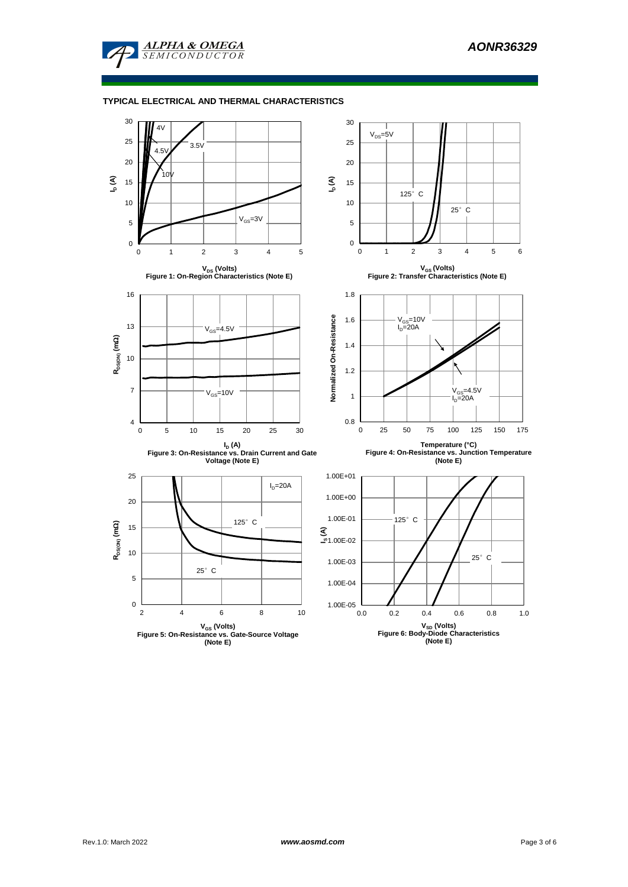## TYPICAL ELECTRICAL AND THERMAL CHARACTERISTICS

Figure 1: On-Region Characteristics (Note E)

Figure 2: Transfer Characteristics (Note E)

Figure 3: On-Resistance vs. Drain Current and Gate Voltage (Note E)

Figure 4: On-Resistance vs. Junction Temperature (Note E)

Figure 5: On-Resistance vs. Gate-Source Voltage (Note E)

Figure 6: Body-Diode Characteristics (Note E)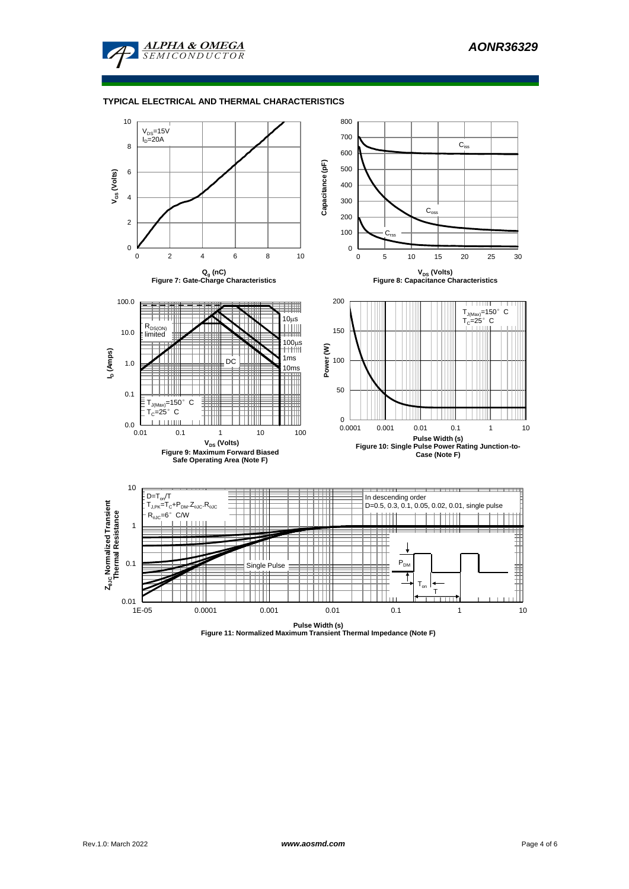## TYPICAL ELECTRICAL AND THERMAL CHARACTERISTICS

$V_{DS}$=15V
$I_D$=20A

Figure 7: Gate-Charge Characteristics

$C_{iss}$, $C_{oss}$, $C_{rss}$

Figure 8: Capacitance Characteristics

$R_{DS(ON)}$ limited
10µs, 100µs, 1ms, 10ms, DC
$T_{J(Max)}$=150° C
$T_C$=25° C

Figure 9: Maximum Forward Biased Safe Operating Area (Note F)

$T_{J(Max)}$=150° C
$T_C$=25° C

Figure 10: Single Pulse Power Rating Junction-to-Case (Note F)

D=$T_{on}$/T
$T_{J,PK}$=$T_C$+$P_{DM}$.$Z_{\theta JC}$.$R_{\theta JC}$
$R_{\theta JC}$=6° C/W

In descending order
D=0.5, 0.3, 0.1, 0.05, 0.02, 0.01, single pulse

Single Pulse

Figure 11: Normalized Maximum Transient Thermal Impedance (Note F)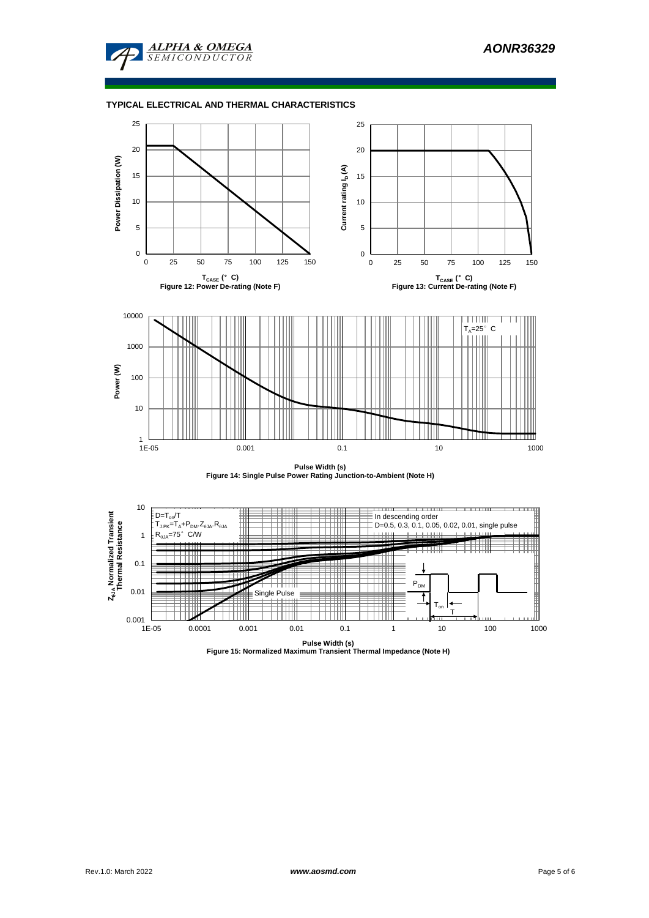## TYPICAL ELECTRICAL AND THERMAL CHARACTERISTICS

Power Dissipation (W)

$T_{CASE}$ (°C)

Figure 12: Power De-rating (Note F)

Current rating $I_D$ (A)

$T_{CASE}$ (°C)

Figure 13: Current De-rating (Note F)

$T_A$=25°C

Power (W)

Pulse Width (s)

Figure 14: Single Pulse Power Rating Junction-to-Ambient (Note H)

$D=T_{on}/T$

$T_{J,PK}=T_A+P_{DM}.Z_{\theta JA}.R_{\theta JA}$

$R_{\theta JA}$=75°C/W

In descending order

D=0.5, 0.3, 0.1, 0.05, 0.02, 0.01, single pulse

Single Pulse

$P_{DM}$

$T_{on}$

T

$Z_{\theta JA}$ Normalized Transient Thermal Resistance

Pulse Width (s)

Figure 15: Normalized Maximum Transient Thermal Impedance (Note H)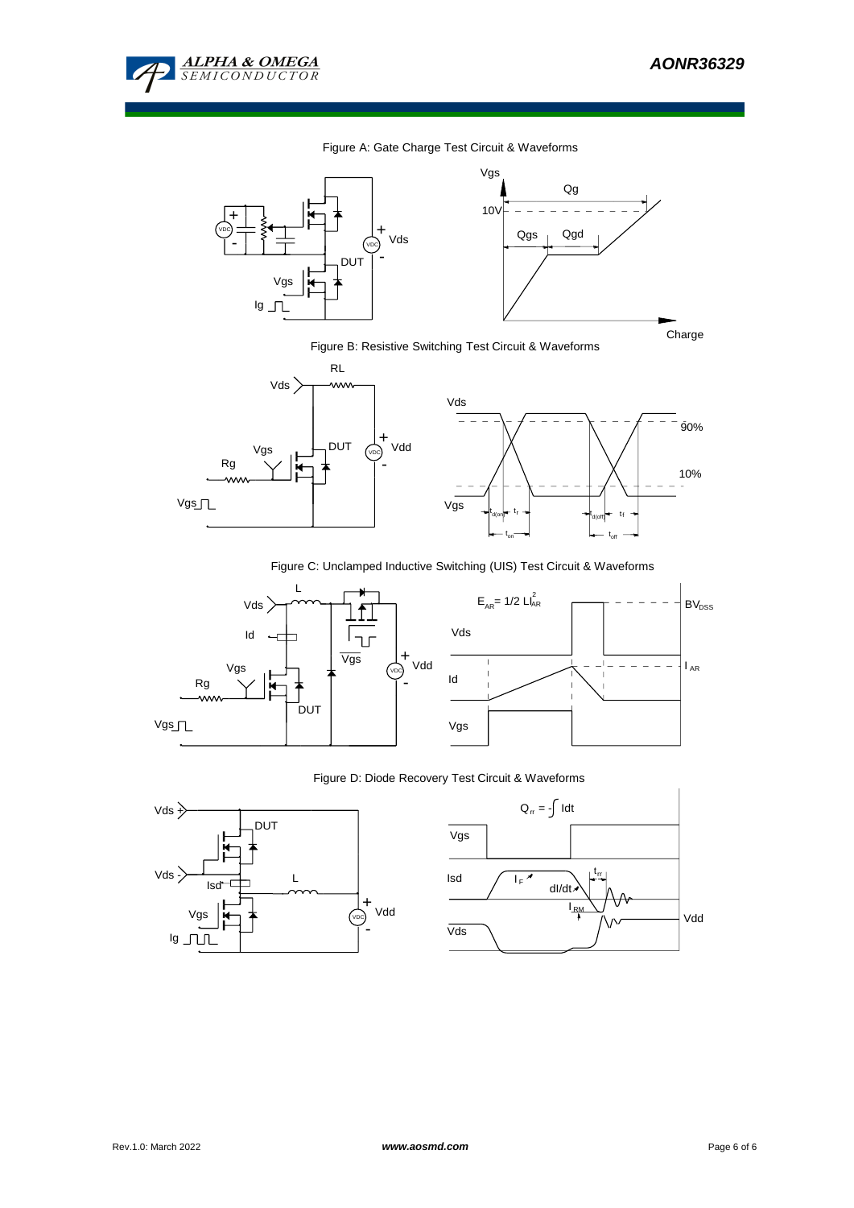Figure A: Gate Charge Test Circuit & Waveforms

Vgs
Qg
10V
Qgs
Qgd
Charge
+
VDC
-
+
VDC
Vds
-
DUT
Vgs
Ig

Figure B: Resistive Switching Test Circuit & Waveforms

RL
Vds
DUT
Vgs
Rg
Vgs
+
VDC
Vdd
-
Vds
90%
10%
Vgs
$t_{d(on)}$
$t_r$
$t_{on}$
$t_{d(off)}$
$t_f$
$t_{off}$

Figure C: Unclamped Inductive Switching (UIS) Test Circuit & Waveforms

L
Vds
Id
Vgs
Rg
Vgs
DUT
$\overline{Vgs}$
+
VDC
Vdd
-
$E_{AR} = 1/2\ LI_{AR}^2$
$BV_{DSS}$
Vds
Id
$I_{AR}$
Vgs

Figure D: Diode Recovery Test Circuit & Waveforms

Vds +
DUT
Vds -
Isd
L
Vgs
Ig
+
VDC
Vdd
-
$Q_{rr} = -\int Idt$
Vgs
Isd
$I_F$
dI/dt
$t_{rr}$
$I_{RM}$
Vds
Vdd